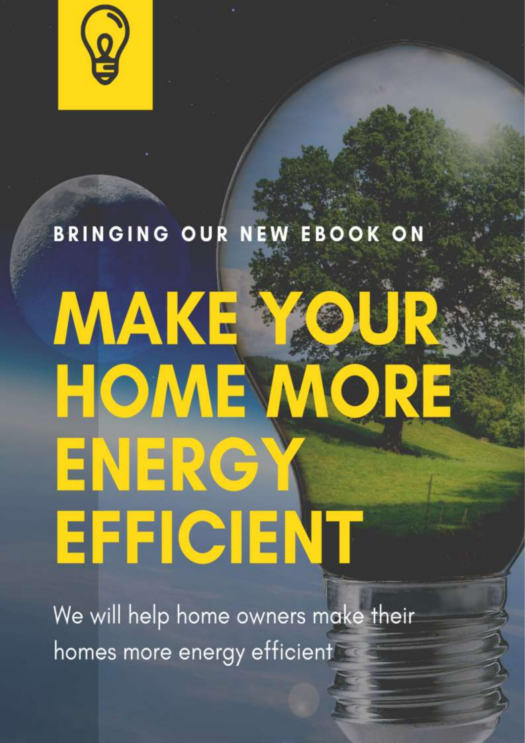BRINGING OUR NEW EBOOK ON

# MAKE YOUR HOME MORE ENERGY EFFICIENT

We will help home owners make their homes more energy efficient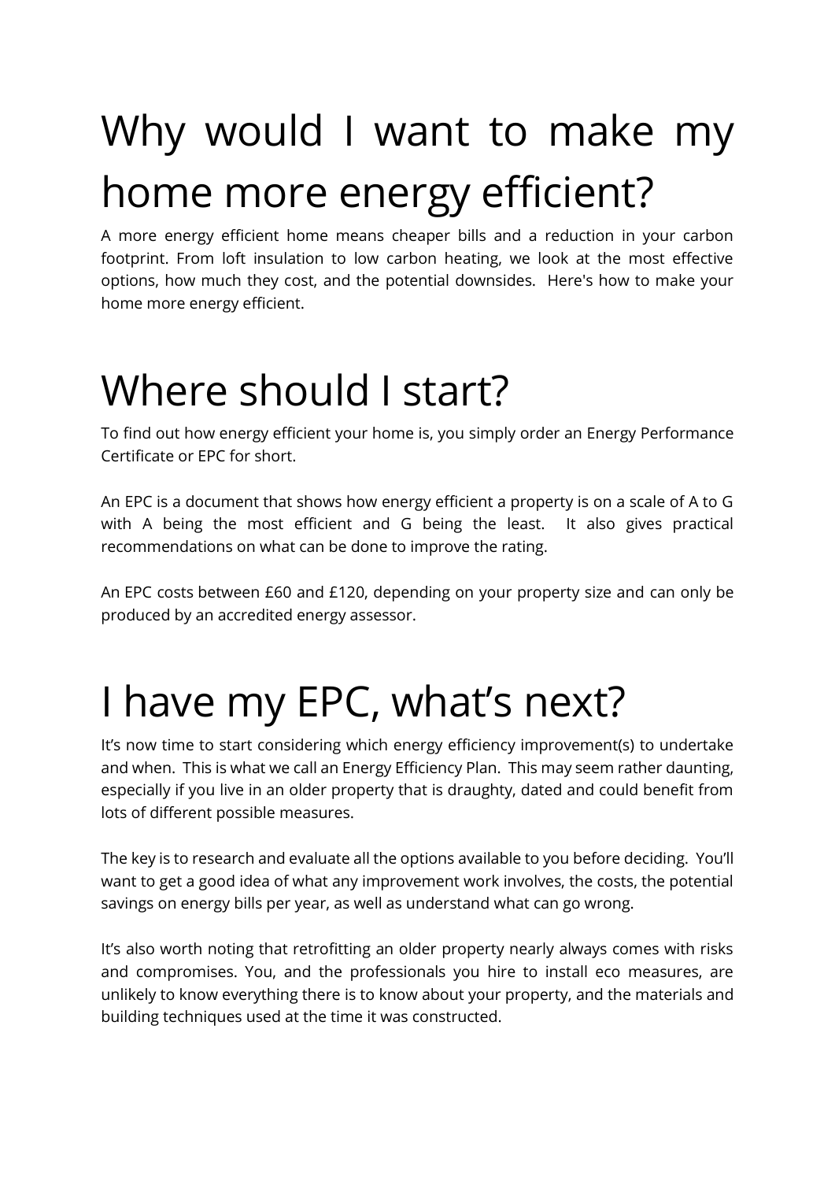# Why would I want to make my home more energy efficient?

A more energy efficient home means cheaper bills and a reduction in your carbon footprint. From loft insulation to low carbon heating, we look at the most effective options, how much they cost, and the potential downsides. Here's how to make your home more energy efficient.

# Where should I start?

To find out how energy efficient your home is, you simply order an Energy Performance Certificate or EPC for short.

An EPC is a document that shows how energy efficient a property is on a scale of A to G with A being the most efficient and G being the least. It also gives practical recommendations on what can be done to improve the rating.

An EPC costs between £60 and £120, depending on your property size and can only be produced by an accredited energy assessor.

# I have my EPC, what's next?

It's now time to start considering which energy efficiency improvement(s) to undertake and when. This is what we call an Energy Efficiency Plan. This may seem rather daunting, especially if you live in an older property that is draughty, dated and could benefit from lots of different possible measures.

The key is to research and evaluate all the options available to you before deciding. You'll want to get a good idea of what any improvement work involves, the costs, the potential savings on energy bills per year, as well as understand what can go wrong.

It's also worth noting that retrofitting an older property nearly always comes with risks and compromises. You, and the professionals you hire to install eco measures, are unlikely to know everything there is to know about your property, and the materials and building techniques used at the time it was constructed.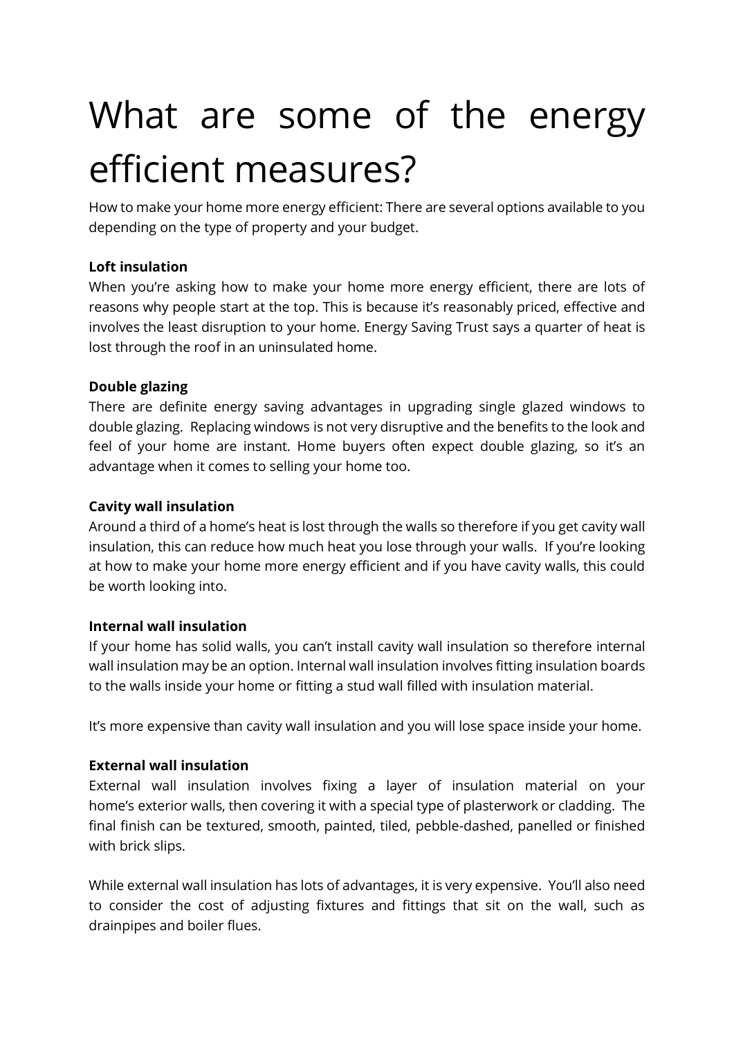# What are some of the energy efficient measures?

How to make your home more energy efficient: There are several options available to you depending on the type of property and your budget.

**Loft insulation**

When you're asking how to make your home more energy efficient, there are lots of reasons why people start at the top. This is because it's reasonably priced, effective and involves the least disruption to your home. Energy Saving Trust says a quarter of heat is lost through the roof in an uninsulated home.

**Double glazing**

There are definite energy saving advantages in upgrading single glazed windows to double glazing. Replacing windows is not very disruptive and the benefits to the look and feel of your home are instant. Home buyers often expect double glazing, so it's an advantage when it comes to selling your home too.

**Cavity wall insulation**

Around a third of a home's heat is lost through the walls so therefore if you get cavity wall insulation, this can reduce how much heat you lose through your walls. If you're looking at how to make your home more energy efficient and if you have cavity walls, this could be worth looking into.

**Internal wall insulation**

If your home has solid walls, you can't install cavity wall insulation so therefore internal wall insulation may be an option. Internal wall insulation involves fitting insulation boards to the walls inside your home or fitting a stud wall filled with insulation material.

It's more expensive than cavity wall insulation and you will lose space inside your home.

**External wall insulation**

External wall insulation involves fixing a layer of insulation material on your home's exterior walls, then covering it with a special type of plasterwork or cladding. The final finish can be textured, smooth, painted, tiled, pebble-dashed, panelled or finished with brick slips.

While external wall insulation has lots of advantages, it is very expensive. You'll also need to consider the cost of adjusting fixtures and fittings that sit on the wall, such as drainpipes and boiler flues.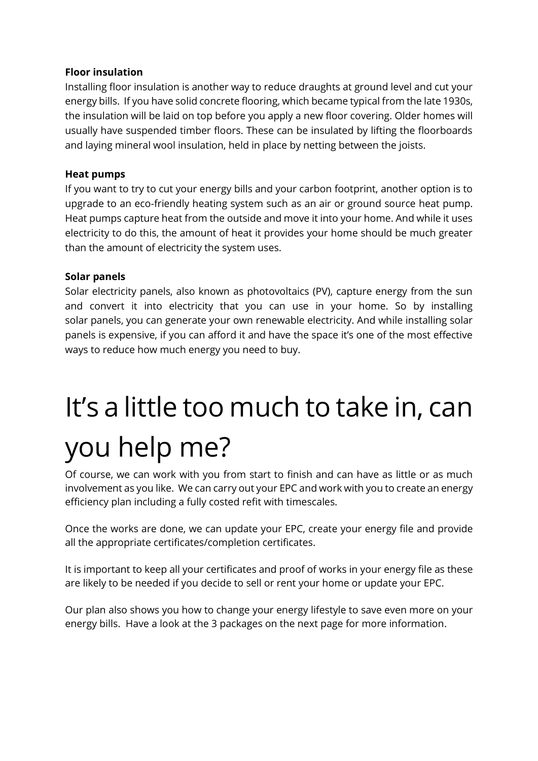### Floor insulation

Installing floor insulation is another way to reduce draughts at ground level and cut your energy bills. If you have solid concrete flooring, which became typical from the late 1930s, the insulation will be laid on top before you apply a new floor covering. Older homes will usually have suspended timber floors. These can be insulated by lifting the floorboards and laying mineral wool insulation, held in place by netting between the joists.

### Heat pumps

If you want to try to cut your energy bills and your carbon footprint, another option is to upgrade to an eco-friendly heating system such as an air or ground source heat pump. Heat pumps capture heat from the outside and move it into your home. And while it uses electricity to do this, the amount of heat it provides your home should be much greater than the amount of electricity the system uses.

### Solar panels

Solar electricity panels, also known as photovoltaics (PV), capture energy from the sun and convert it into electricity that you can use in your home. So by installing solar panels, you can generate your own renewable electricity. And while installing solar panels is expensive, if you can afford it and have the space it's one of the most effective ways to reduce how much energy you need to buy.

# It's a little too much to take in, can you help me?

Of course, we can work with you from start to finish and can have as little or as much involvement as you like. We can carry out your EPC and work with you to create an energy efficiency plan including a fully costed refit with timescales.

Once the works are done, we can update your EPC, create your energy file and provide all the appropriate certificates/completion certificates.

It is important to keep all your certificates and proof of works in your energy file as these are likely to be needed if you decide to sell or rent your home or update your EPC.

Our plan also shows you how to change your energy lifestyle to save even more on your energy bills. Have a look at the 3 packages on the next page for more information.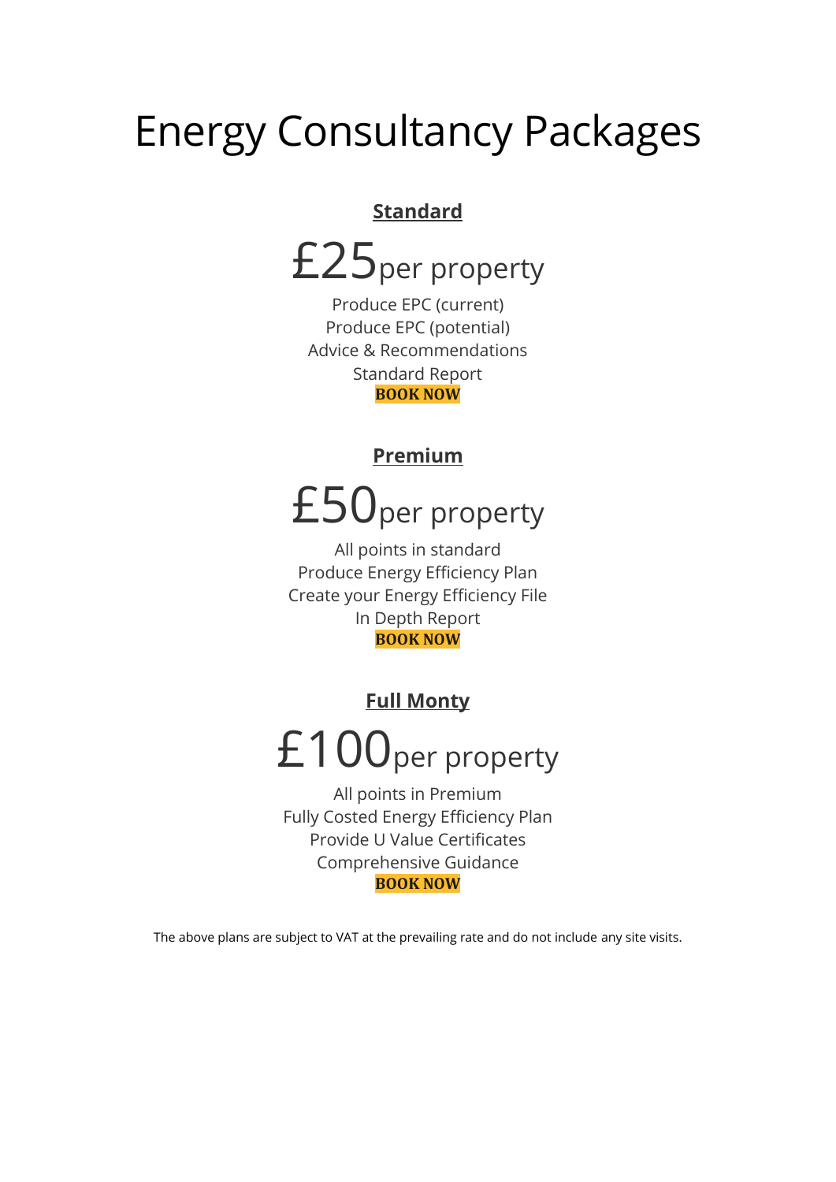# Energy Consultancy Packages

## Standard

£25per property

Produce EPC (current)
Produce EPC (potential)
Advice & Recommendations
Standard Report
**BOOK NOW**

## Premium

£50per property

All points in standard
Produce Energy Efficiency Plan
Create your Energy Efficiency File
In Depth Report
**BOOK NOW**

## Full Monty

£100per property

All points in Premium
Fully Costed Energy Efficiency Plan
Provide U Value Certificates
Comprehensive Guidance
**BOOK NOW**

The above plans are subject to VAT at the prevailing rate and do not include any site visits.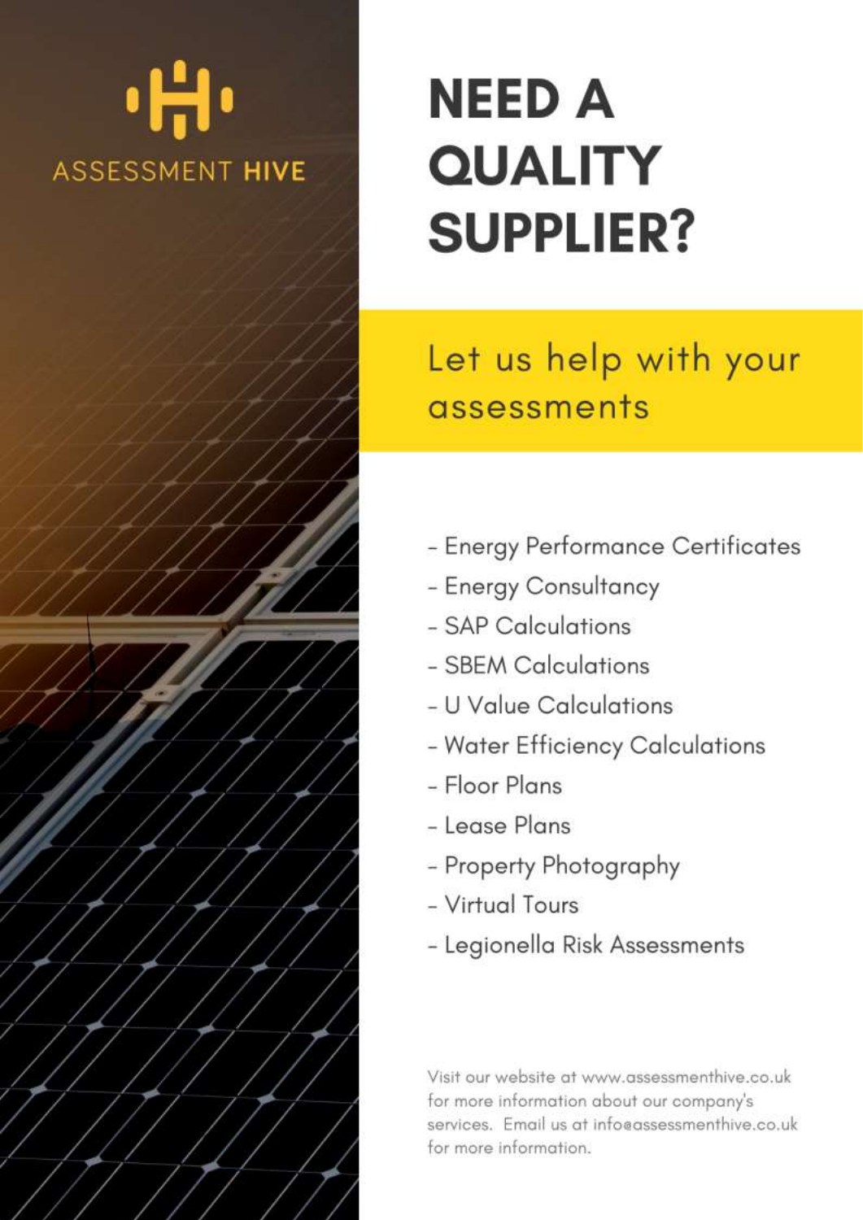ASSESSMENT **HIVE**

# NEED A QUALITY SUPPLIER?

## Let us help with your assessments

- Energy Performance Certificates
- Energy Consultancy
- SAP Calculations
- SBEM Calculations
- U Value Calculations
- Water Efficiency Calculations
- Floor Plans
- Lease Plans
- Property Photography
- Virtual Tours
- Legionella Risk Assessments

Visit our website at www.assessmenthive.co.uk for more information about our company's services. Email us at info@assessmenthive.co.uk for more information.